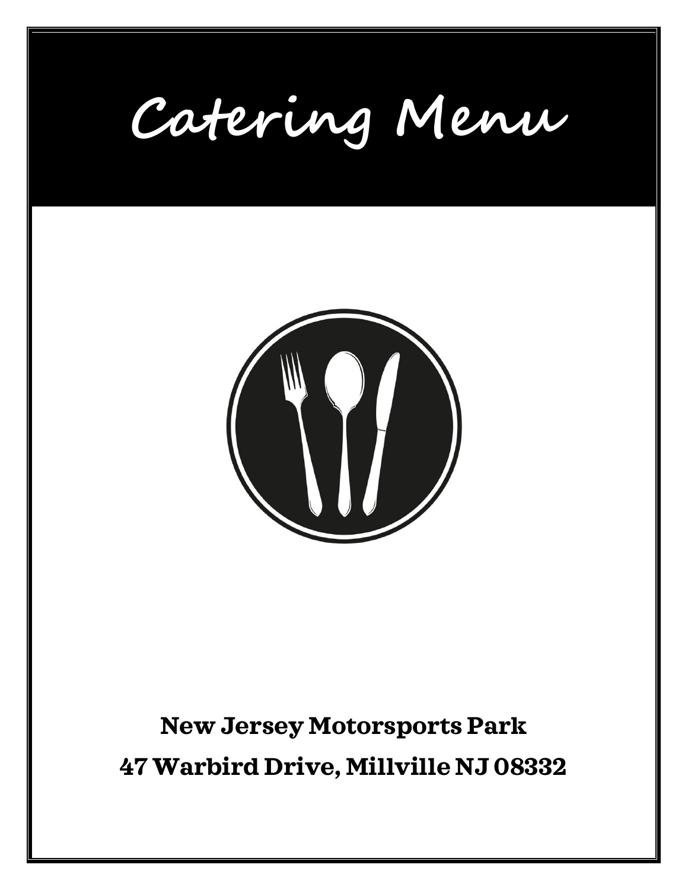# Catering Menu

**New Jersey Motorsports Park**

**47 Warbird Drive, Millville NJ 08332**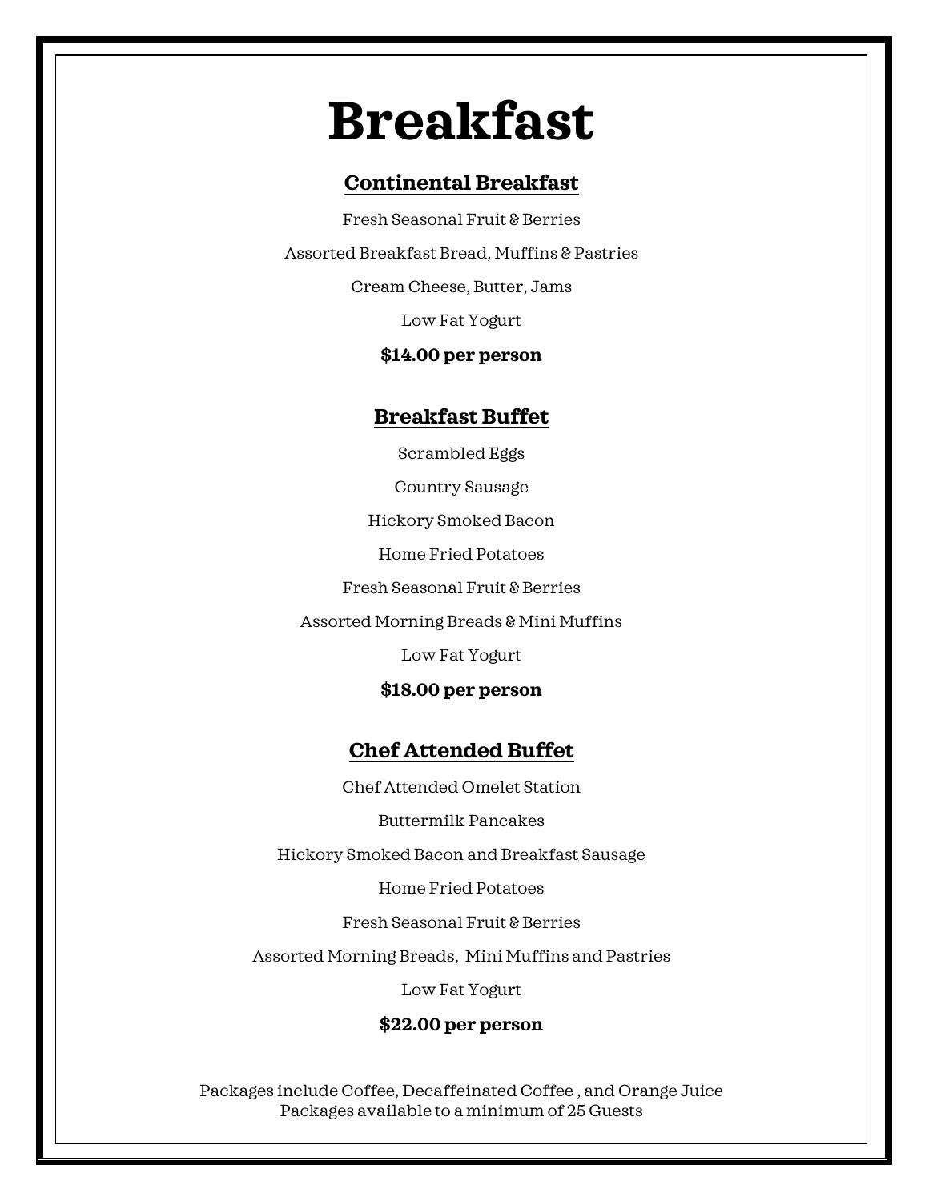# Breakfast

## Continental Breakfast

Fresh Seasonal Fruit & Berries

Assorted Breakfast Bread, Muffins & Pastries

Cream Cheese, Butter, Jams

Low Fat Yogurt

**$14.00 per person**

## Breakfast Buffet

Scrambled Eggs

Country Sausage

Hickory Smoked Bacon

Home Fried Potatoes

Fresh Seasonal Fruit & Berries

Assorted Morning Breads & Mini Muffins

Low Fat Yogurt

**$18.00 per person**

## Chef Attended Buffet

Chef Attended Omelet Station

Buttermilk Pancakes

Hickory Smoked Bacon and Breakfast Sausage

Home Fried Potatoes

Fresh Seasonal Fruit & Berries

Assorted Morning Breads, Mini Muffins and Pastries

Low Fat Yogurt

**$22.00 per person**

Packages include Coffee, Decaffeinated Coffee , and Orange Juice
Packages available to a minimum of 25 Guests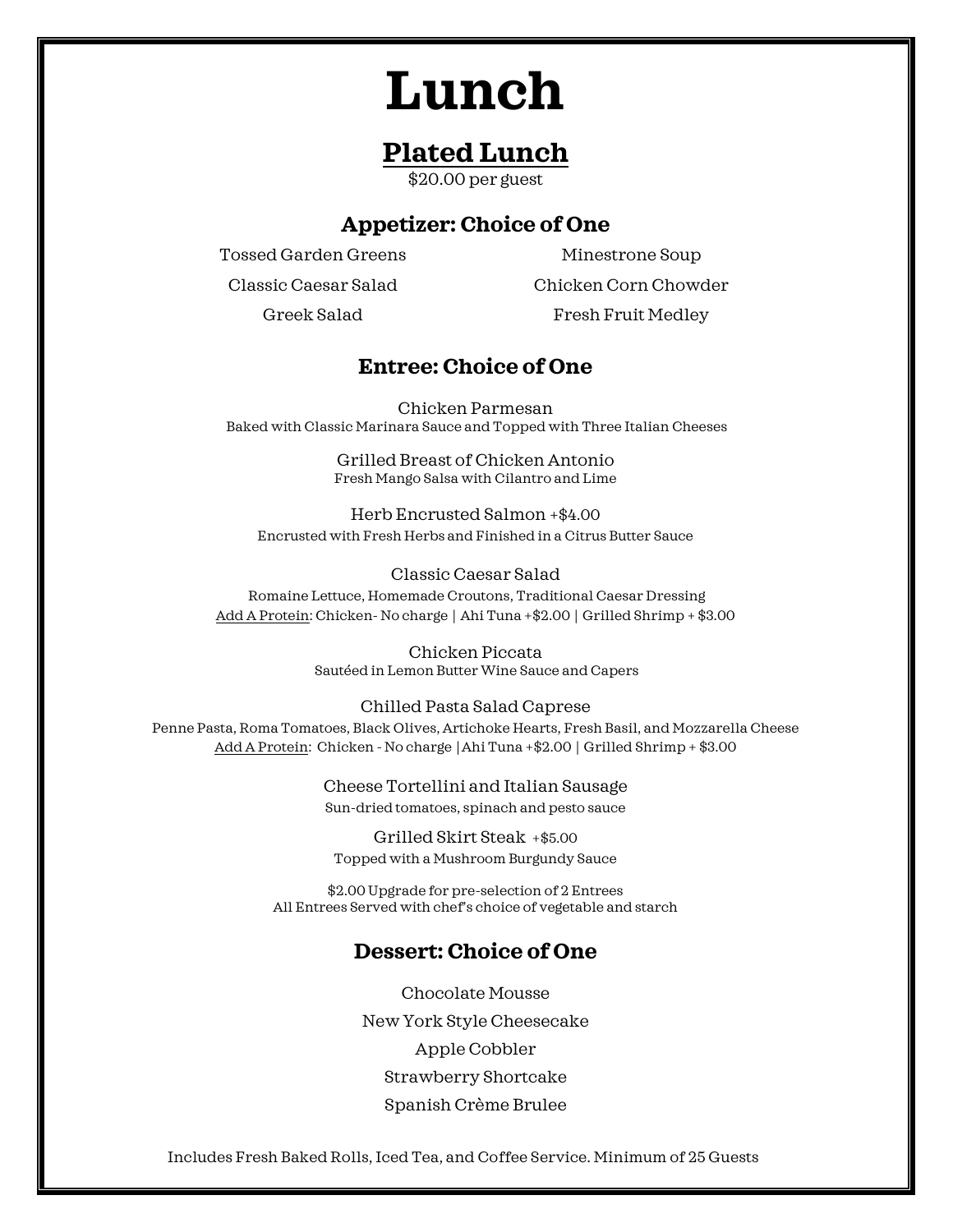# Lunch

## Plated Lunch

$20.00 per guest

### Appetizer: Choice of One

Tossed Garden Greens

Classic Caesar Salad

Greek Salad

Minestrone Soup

Chicken Corn Chowder

Fresh Fruit Medley

### Entree: Choice of One

Chicken Parmesan
Baked with Classic Marinara Sauce and Topped with Three Italian Cheeses

Grilled Breast of Chicken Antonio
Fresh Mango Salsa with Cilantro and Lime

Herb Encrusted Salmon +$4.00
Encrusted with Fresh Herbs and Finished in a Citrus Butter Sauce

Classic Caesar Salad
Romaine Lettuce, Homemade Croutons, Traditional Caesar Dressing
Add A Protein: Chicken- No charge | Ahi Tuna +$2.00 | Grilled Shrimp + $3.00

Chicken Piccata
Sautéed in Lemon Butter Wine Sauce and Capers

Chilled Pasta Salad Caprese
Penne Pasta, Roma Tomatoes, Black Olives, Artichoke Hearts, Fresh Basil, and Mozzarella Cheese
Add A Protein: Chicken - No charge |Ahi Tuna +$2.00 | Grilled Shrimp + $3.00

Cheese Tortellini and Italian Sausage
Sun-dried tomatoes, spinach and pesto sauce

Grilled Skirt Steak +$5.00
Topped with a Mushroom Burgundy Sauce

$2.00 Upgrade for pre-selection of 2 Entrees
All Entrees Served with chef's choice of vegetable and starch

### Dessert: Choice of One

Chocolate Mousse

New York Style Cheesecake

Apple Cobbler

Strawberry Shortcake

Spanish Crème Brulee

Includes Fresh Baked Rolls, Iced Tea, and Coffee Service. Minimum of 25 Guests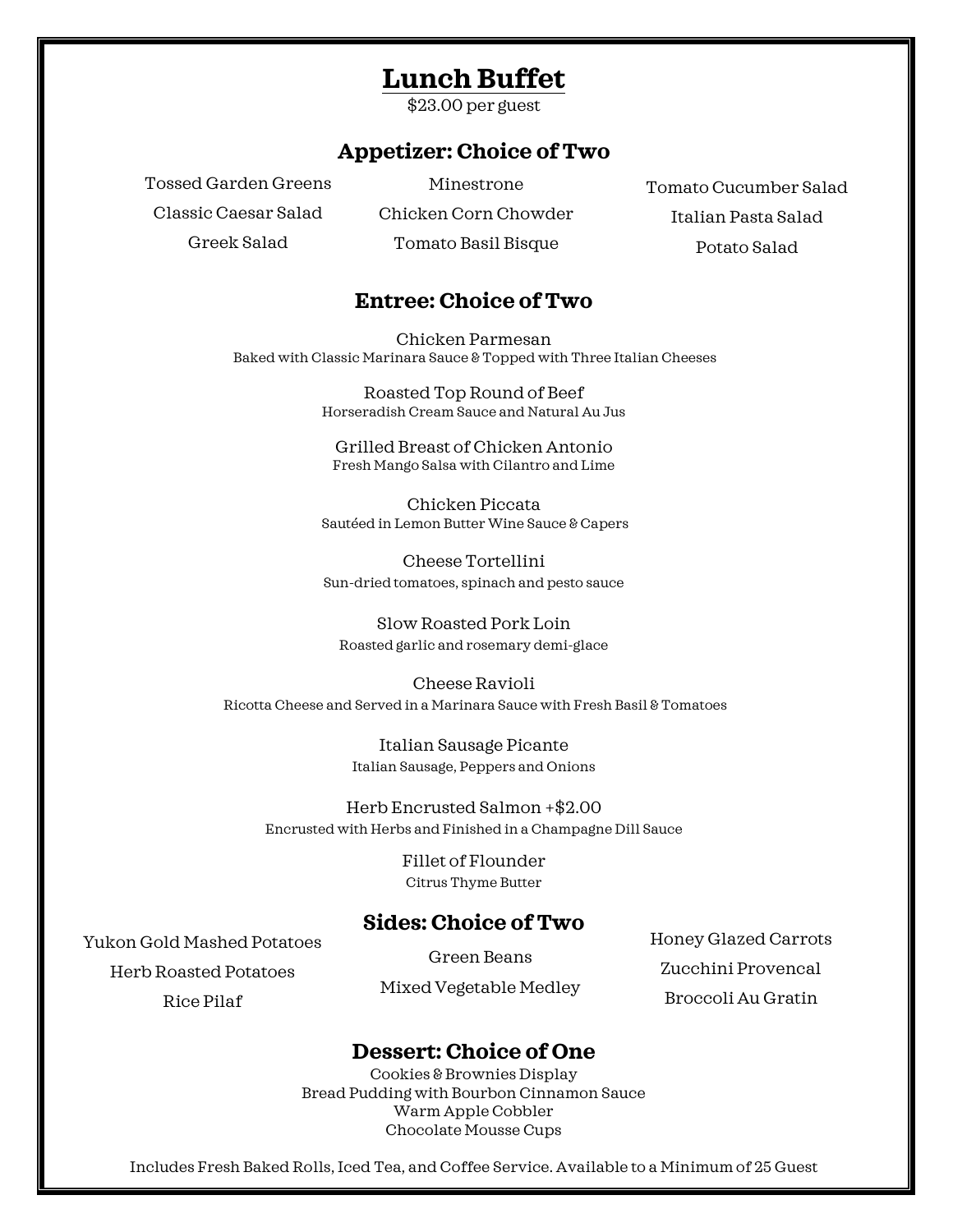# Lunch Buffet

$23.00 per guest

## Appetizer: Choice of Two

Tossed Garden Greens

Classic Caesar Salad

Greek Salad

Minestrone

Chicken Corn Chowder

Tomato Basil Bisque

Tomato Cucumber Salad

Italian Pasta Salad

Potato Salad

## Entree: Choice of Two

Chicken Parmesan
Baked with Classic Marinara Sauce & Topped with Three Italian Cheeses

Roasted Top Round of Beef
Horseradish Cream Sauce and Natural Au Jus

Grilled Breast of Chicken Antonio
Fresh Mango Salsa with Cilantro and Lime

Chicken Piccata
Sautéed in Lemon Butter Wine Sauce & Capers

Cheese Tortellini
Sun-dried tomatoes, spinach and pesto sauce

Slow Roasted Pork Loin
Roasted garlic and rosemary demi-glace

Cheese Ravioli
Ricotta Cheese and Served in a Marinara Sauce with Fresh Basil & Tomatoes

Italian Sausage Picante
Italian Sausage, Peppers and Onions

Herb Encrusted Salmon +$2.00
Encrusted with Herbs and Finished in a Champagne Dill Sauce

Fillet of Flounder
Citrus Thyme Butter

## Sides: Choice of Two

Yukon Gold Mashed Potatoes

Herb Roasted Potatoes

Rice Pilaf

Green Beans

Mixed Vegetable Medley

Honey Glazed Carrots

Zucchini Provencal

Broccoli Au Gratin

## Dessert: Choice of One

Cookies & Brownies Display

Bread Pudding with Bourbon Cinnamon Sauce

Warm Apple Cobbler

Chocolate Mousse Cups

Includes Fresh Baked Rolls, Iced Tea, and Coffee Service. Available to a Minimum of 25 Guest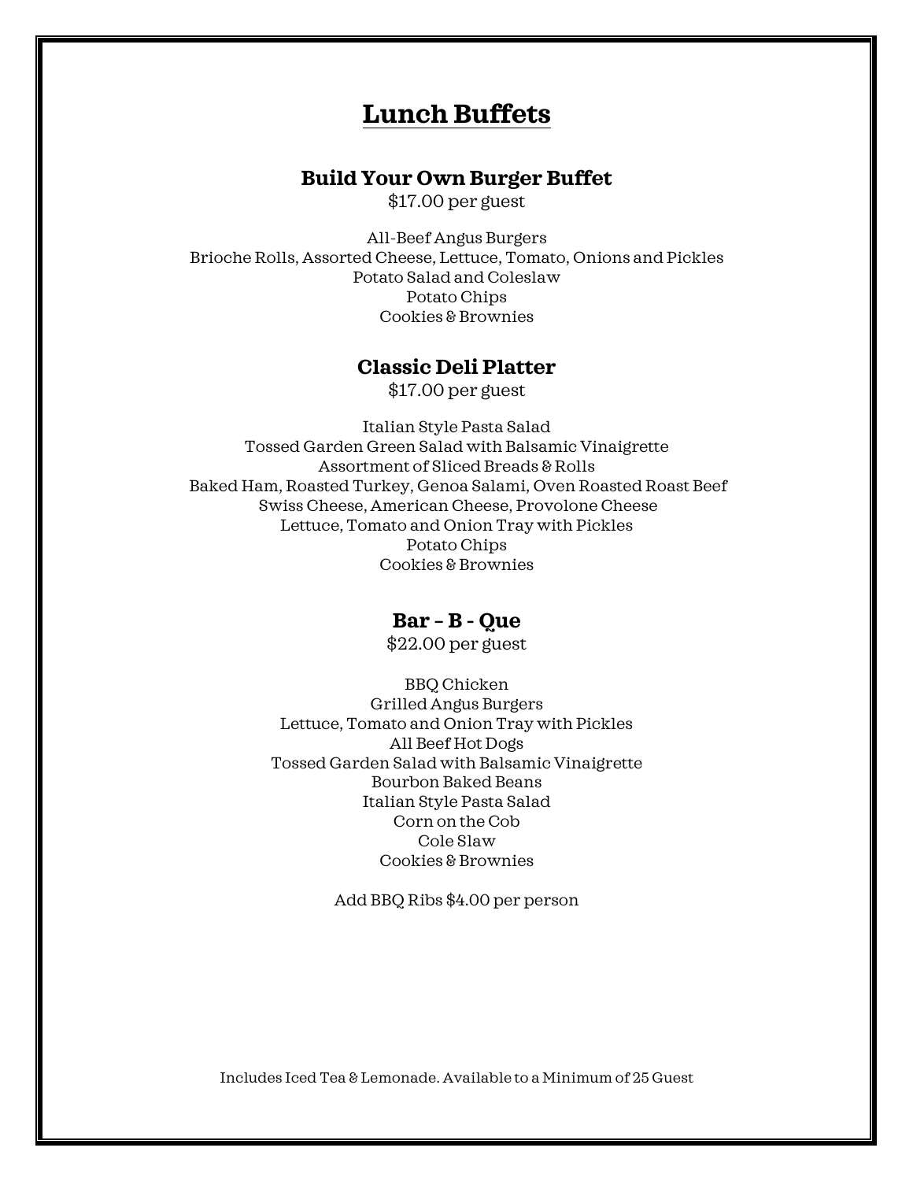# Lunch Buffets

## Build Your Own Burger Buffet

$17.00 per guest

All-Beef Angus Burgers
Brioche Rolls, Assorted Cheese, Lettuce, Tomato, Onions and Pickles
Potato Salad and Coleslaw
Potato Chips
Cookies & Brownies

## Classic Deli Platter

$17.00 per guest

Italian Style Pasta Salad
Tossed Garden Green Salad with Balsamic Vinaigrette
Assortment of Sliced Breads & Rolls
Baked Ham, Roasted Turkey, Genoa Salami, Oven Roasted Roast Beef
Swiss Cheese, American Cheese, Provolone Cheese
Lettuce, Tomato and Onion Tray with Pickles
Potato Chips
Cookies & Brownies

## Bar - B - Que

$22.00 per guest

BBQ Chicken
Grilled Angus Burgers
Lettuce, Tomato and Onion Tray with Pickles
All Beef Hot Dogs
Tossed Garden Salad with Balsamic Vinaigrette
Bourbon Baked Beans
Italian Style Pasta Salad
Corn on the Cob
Cole Slaw
Cookies & Brownies

Add BBQ Ribs $4.00 per person

Includes Iced Tea & Lemonade. Available to a Minimum of 25 Guest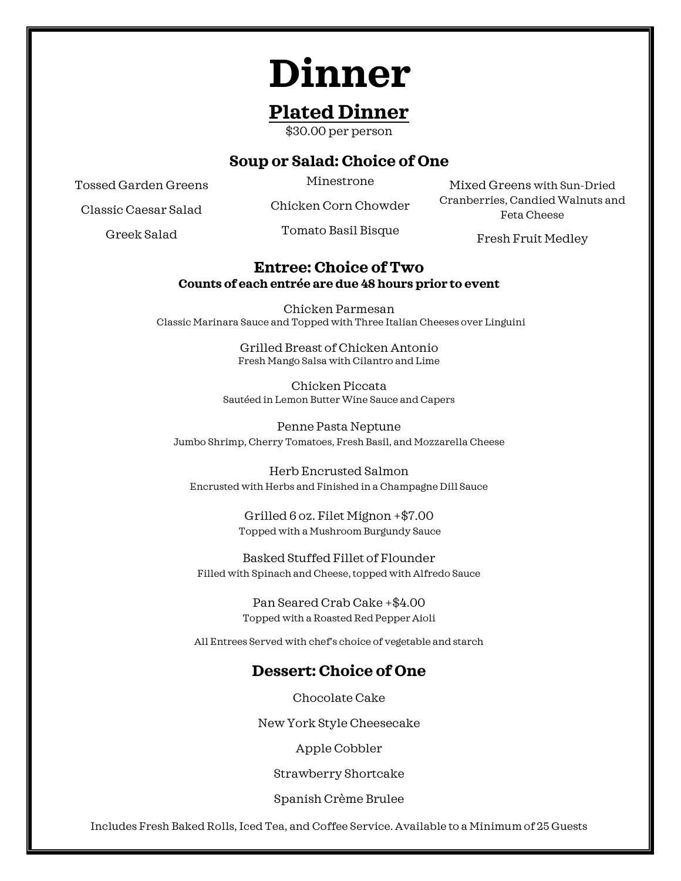# Dinner

## Plated Dinner

$30.00 per person

### Soup or Salad: Choice of One

Tossed Garden Greens

Classic Caesar Salad

Greek Salad

Minestrone

Chicken Corn Chowder

Tomato Basil Bisque

Mixed Greens with Sun-Dried Cranberries, Candied Walnuts and Feta Cheese

Fresh Fruit Medley

### Entree: Choice of Two

**Counts of each entrée are due 48 hours prior to event**

Chicken Parmesan
Classic Marinara Sauce and Topped with Three Italian Cheeses over Linguini

Grilled Breast of Chicken Antonio
Fresh Mango Salsa with Cilantro and Lime

Chicken Piccata
Sautéed in Lemon Butter Wine Sauce and Capers

Penne Pasta Neptune
Jumbo Shrimp, Cherry Tomatoes, Fresh Basil, and Mozzarella Cheese

Herb Encrusted Salmon
Encrusted with Herbs and Finished in a Champagne Dill Sauce

Grilled 6 oz. Filet Mignon +$7.00
Topped with a Mushroom Burgundy Sauce

Basked Stuffed Fillet of Flounder
Filled with Spinach and Cheese, topped with Alfredo Sauce

Pan Seared Crab Cake +$4.00
Topped with a Roasted Red Pepper Aioli

All Entrees Served with chef's choice of vegetable and starch

### Dessert: Choice of One

Chocolate Cake

New York Style Cheesecake

Apple Cobbler

Strawberry Shortcake

Spanish Crème Brulee

Includes Fresh Baked Rolls, Iced Tea, and Coffee Service. Available to a Minimum of 25 Guests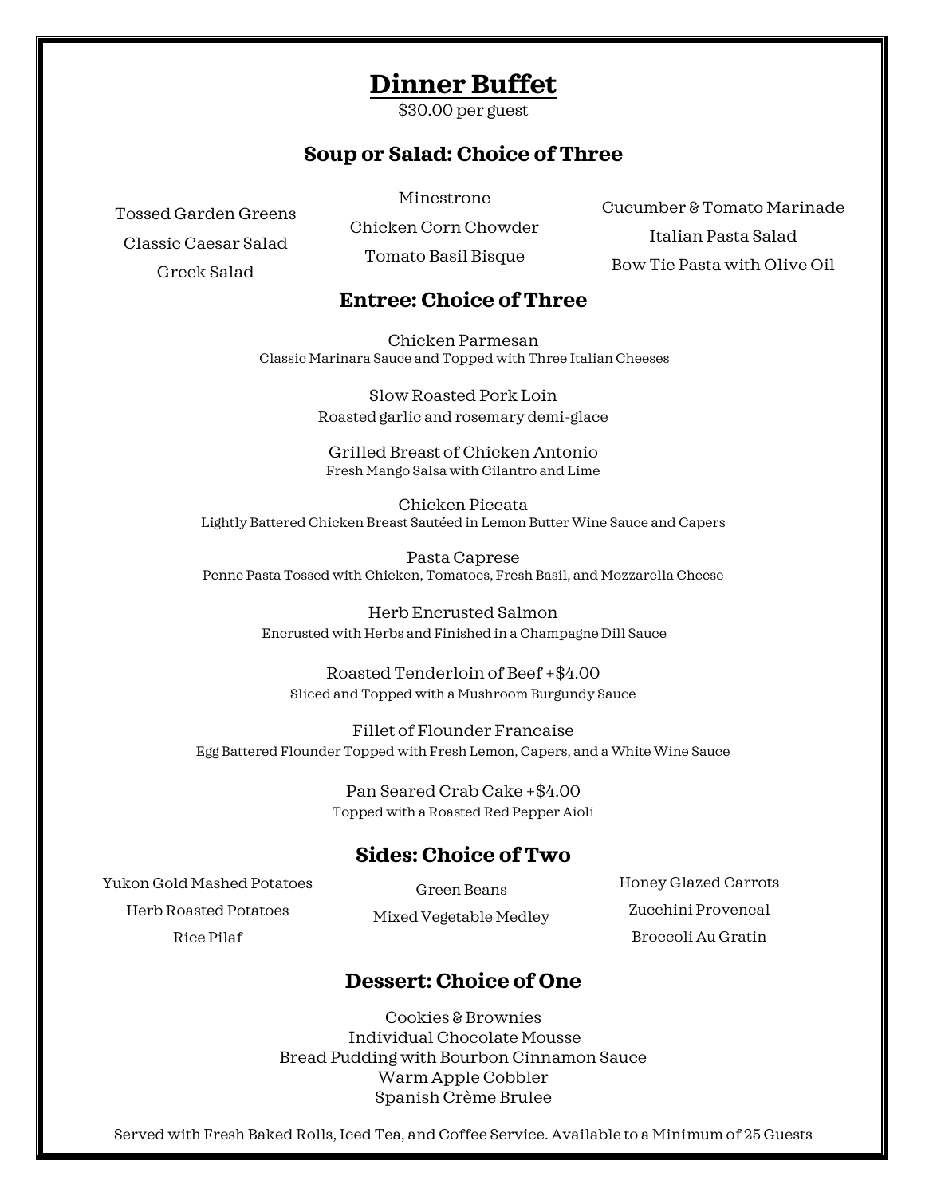# Dinner Buffet

$30.00 per guest

## Soup or Salad: Choice of Three

Tossed Garden Greens
Classic Caesar Salad
Greek Salad

Minestrone
Chicken Corn Chowder
Tomato Basil Bisque

Cucumber & Tomato Marinade
Italian Pasta Salad
Bow Tie Pasta with Olive Oil

## Entree: Choice of Three

Chicken Parmesan
Classic Marinara Sauce and Topped with Three Italian Cheeses

Slow Roasted Pork Loin
Roasted garlic and rosemary demi-glace

Grilled Breast of Chicken Antonio
Fresh Mango Salsa with Cilantro and Lime

Chicken Piccata
Lightly Battered Chicken Breast Sautéed in Lemon Butter Wine Sauce and Capers

Pasta Caprese
Penne Pasta Tossed with Chicken, Tomatoes, Fresh Basil, and Mozzarella Cheese

Herb Encrusted Salmon
Encrusted with Herbs and Finished in a Champagne Dill Sauce

Roasted Tenderloin of Beef +$4.00
Sliced and Topped with a Mushroom Burgundy Sauce

Fillet of Flounder Francaise
Egg Battered Flounder Topped with Fresh Lemon, Capers, and a White Wine Sauce

Pan Seared Crab Cake +$4.00
Topped with a Roasted Red Pepper Aioli

## Sides: Choice of Two

Yukon Gold Mashed Potatoes
Herb Roasted Potatoes
Rice Pilaf

Green Beans
Mixed Vegetable Medley

Honey Glazed Carrots
Zucchini Provencal
Broccoli Au Gratin

## Dessert: Choice of One

Cookies & Brownies
Individual Chocolate Mousse
Bread Pudding with Bourbon Cinnamon Sauce
Warm Apple Cobbler
Spanish Crème Brulee

Served with Fresh Baked Rolls, Iced Tea, and Coffee Service. Available to a Minimum of 25 Guests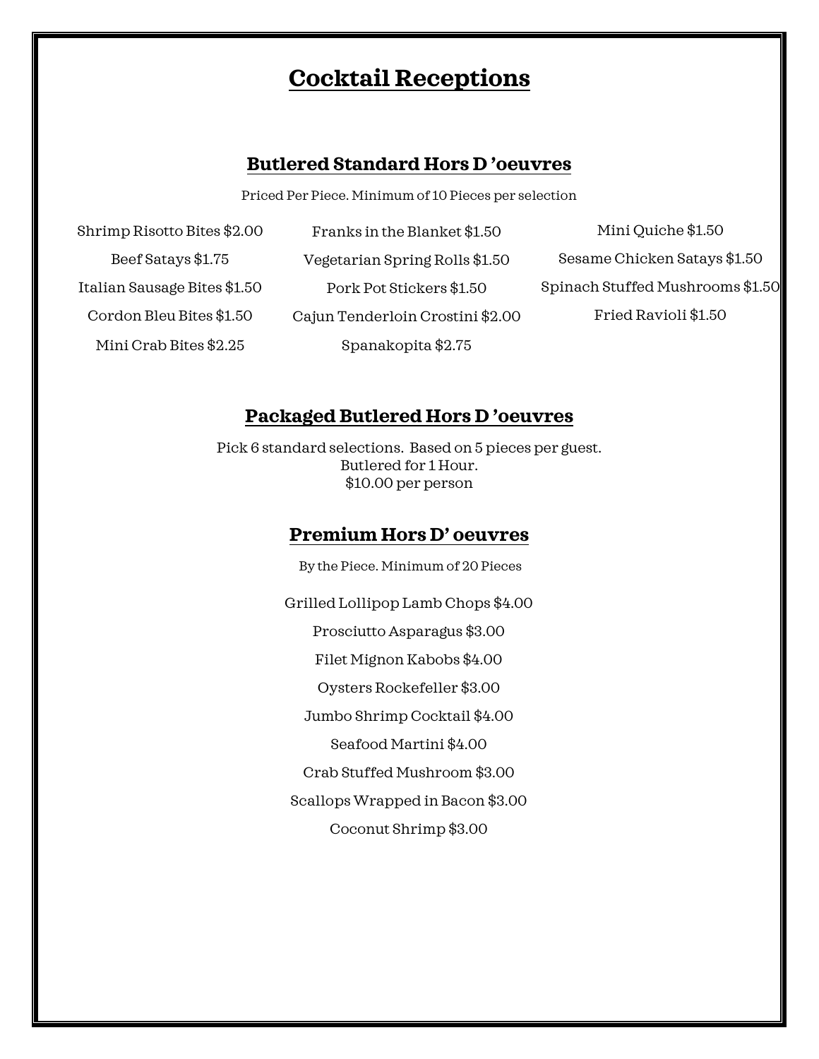# Cocktail Receptions

## Butlered Standard Hors D 'oeuvres

Priced Per Piece. Minimum of 10 Pieces per selection

Shrimp Risotto Bites $2.00

Beef Satays $1.75

Italian Sausage Bites $1.50

Cordon Bleu Bites $1.50

Mini Crab Bites $2.25

Franks in the Blanket $1.50

Vegetarian Spring Rolls $1.50

Pork Pot Stickers $1.50

Cajun Tenderloin Crostini $2.00

Spanakopita $2.75

Mini Quiche $1.50

Sesame Chicken Satays $1.50

Spinach Stuffed Mushrooms $1.50

Fried Ravioli $1.50

## Packaged Butlered Hors D 'oeuvres

Pick 6 standard selections. Based on 5 pieces per guest.
Butlered for 1 Hour.
$10.00 per person

## Premium Hors D' oeuvres

By the Piece. Minimum of 20 Pieces

Grilled Lollipop Lamb Chops $4.00

Prosciutto Asparagus $3.00

Filet Mignon Kabobs $4.00

Oysters Rockefeller $3.00

Jumbo Shrimp Cocktail $4.00

Seafood Martini $4.00

Crab Stuffed Mushroom $3.00

Scallops Wrapped in Bacon $3.00

Coconut Shrimp $3.00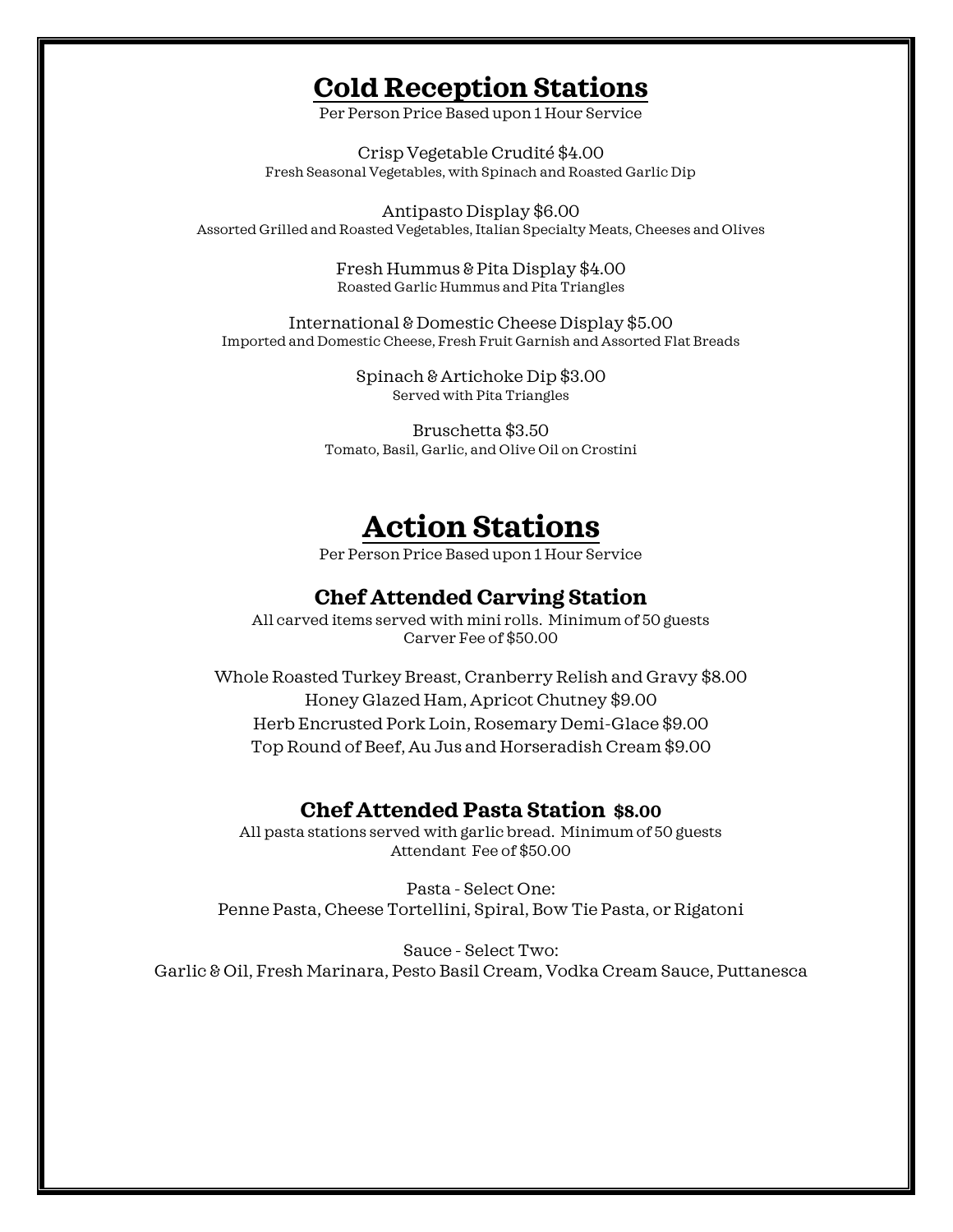# Cold Reception Stations

Per Person Price Based upon 1 Hour Service

Crisp Vegetable Crudité $4.00
Fresh Seasonal Vegetables, with Spinach and Roasted Garlic Dip

Antipasto Display $6.00
Assorted Grilled and Roasted Vegetables, Italian Specialty Meats, Cheeses and Olives

Fresh Hummus & Pita Display $4.00
Roasted Garlic Hummus and Pita Triangles

International & Domestic Cheese Display $5.00
Imported and Domestic Cheese, Fresh Fruit Garnish and Assorted Flat Breads

Spinach & Artichoke Dip $3.00
Served with Pita Triangles

Bruschetta $3.50
Tomato, Basil, Garlic, and Olive Oil on Crostini

# Action Stations

Per Person Price Based upon 1 Hour Service

## Chef Attended Carving Station

All carved items served with mini rolls. Minimum of 50 guests
Carver Fee of $50.00

Whole Roasted Turkey Breast, Cranberry Relish and Gravy $8.00
Honey Glazed Ham, Apricot Chutney $9.00
Herb Encrusted Pork Loin, Rosemary Demi-Glace $9.00
Top Round of Beef, Au Jus and Horseradish Cream $9.00

## Chef Attended Pasta Station **$8.00**

All pasta stations served with garlic bread. Minimum of 50 guests
Attendant Fee of $50.00

Pasta - Select One:
Penne Pasta, Cheese Tortellini, Spiral, Bow Tie Pasta, or Rigatoni

Sauce - Select Two:
Garlic & Oil, Fresh Marinara, Pesto Basil Cream, Vodka Cream Sauce, Puttanesca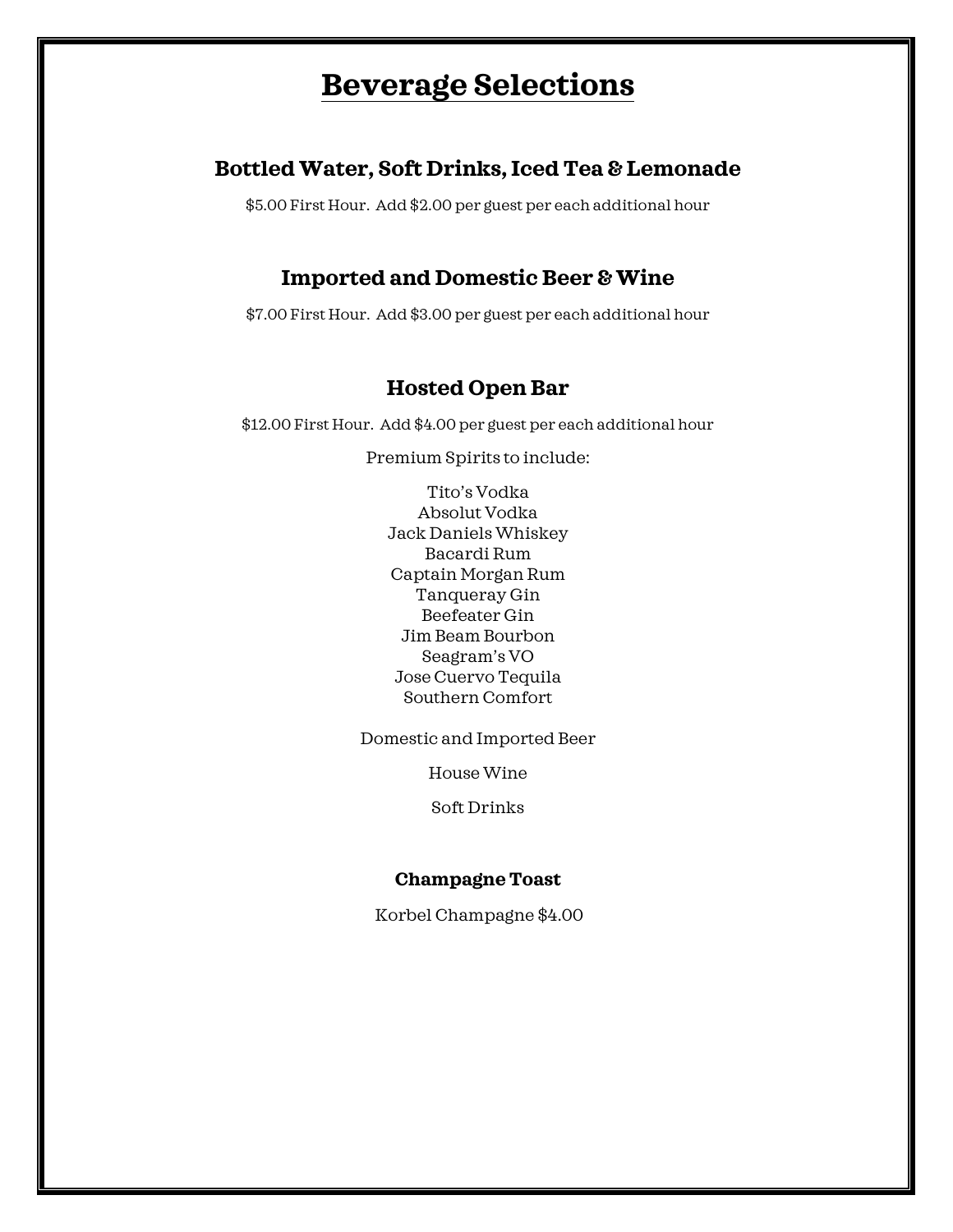# Beverage Selections

## Bottled Water, Soft Drinks, Iced Tea & Lemonade

$5.00 First Hour. Add $2.00 per guest per each additional hour

## Imported and Domestic Beer & Wine

$7.00 First Hour. Add $3.00 per guest per each additional hour

## Hosted Open Bar

$12.00 First Hour. Add $4.00 per guest per each additional hour

Premium Spirits to include:

Tito's Vodka
Absolut Vodka
Jack Daniels Whiskey
Bacardi Rum
Captain Morgan Rum
Tanqueray Gin
Beefeater Gin
Jim Beam Bourbon
Seagram's VO
Jose Cuervo Tequila
Southern Comfort

Domestic and Imported Beer

House Wine

Soft Drinks

### Champagne Toast

Korbel Champagne $4.00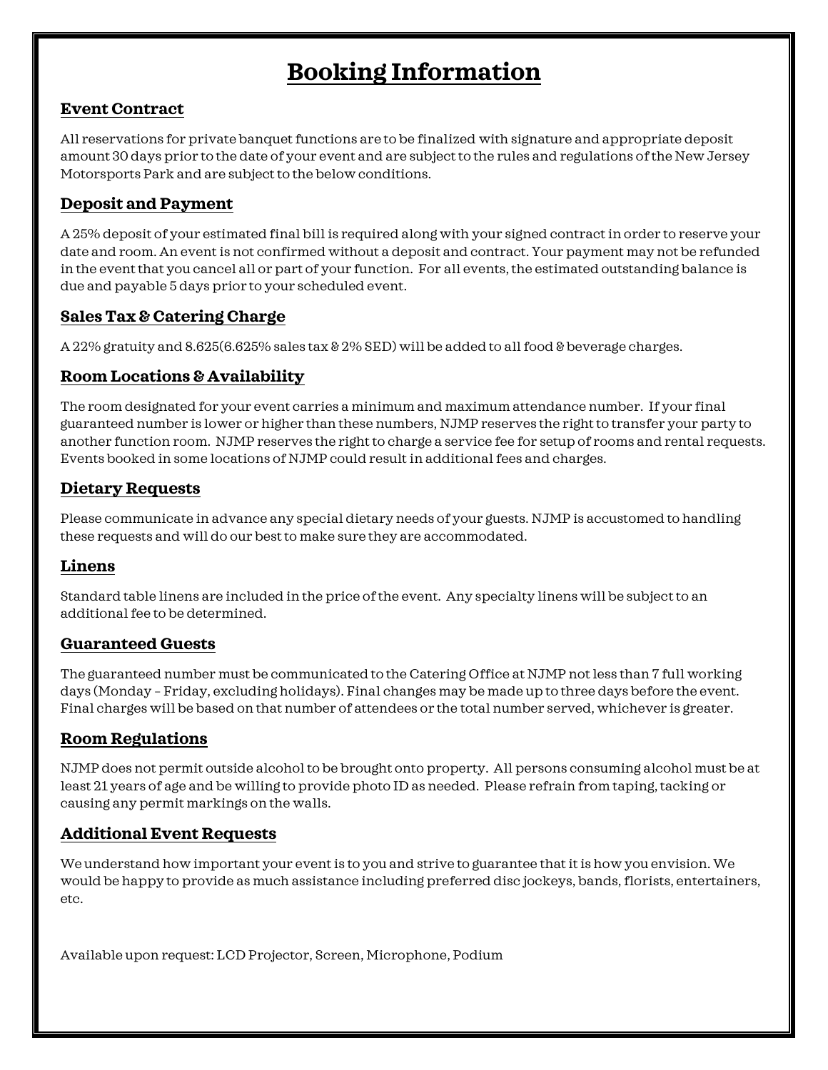# Booking Information

## Event Contract

All reservations for private banquet functions are to be finalized with signature and appropriate deposit amount 30 days prior to the date of your event and are subject to the rules and regulations of the New Jersey Motorsports Park and are subject to the below conditions.

## Deposit and Payment

A 25% deposit of your estimated final bill is required along with your signed contract in order to reserve your date and room. An event is not confirmed without a deposit and contract. Your payment may not be refunded in the event that you cancel all or part of your function. For all events, the estimated outstanding balance is due and payable 5 days prior to your scheduled event.

## Sales Tax & Catering Charge

A 22% gratuity and 8.625(6.625% sales tax & 2% SED) will be added to all food & beverage charges.

## Room Locations & Availability

The room designated for your event carries a minimum and maximum attendance number. If your final guaranteed number is lower or higher than these numbers, NJMP reserves the right to transfer your party to another function room. NJMP reserves the right to charge a service fee for setup of rooms and rental requests. Events booked in some locations of NJMP could result in additional fees and charges.

## Dietary Requests

Please communicate in advance any special dietary needs of your guests. NJMP is accustomed to handling these requests and will do our best to make sure they are accommodated.

## Linens

Standard table linens are included in the price of the event. Any specialty linens will be subject to an additional fee to be determined.

## Guaranteed Guests

The guaranteed number must be communicated to the Catering Office at NJMP not less than 7 full working days (Monday – Friday, excluding holidays). Final changes may be made up to three days before the event. Final charges will be based on that number of attendees or the total number served, whichever is greater.

## Room Regulations

NJMP does not permit outside alcohol to be brought onto property. All persons consuming alcohol must be at least 21 years of age and be willing to provide photo ID as needed. Please refrain from taping, tacking or causing any permit markings on the walls.

## Additional Event Requests

We understand how important your event is to you and strive to guarantee that it is how you envision. We would be happy to provide as much assistance including preferred disc jockeys, bands, florists, entertainers, etc.

Available upon request: LCD Projector, Screen, Microphone, Podium